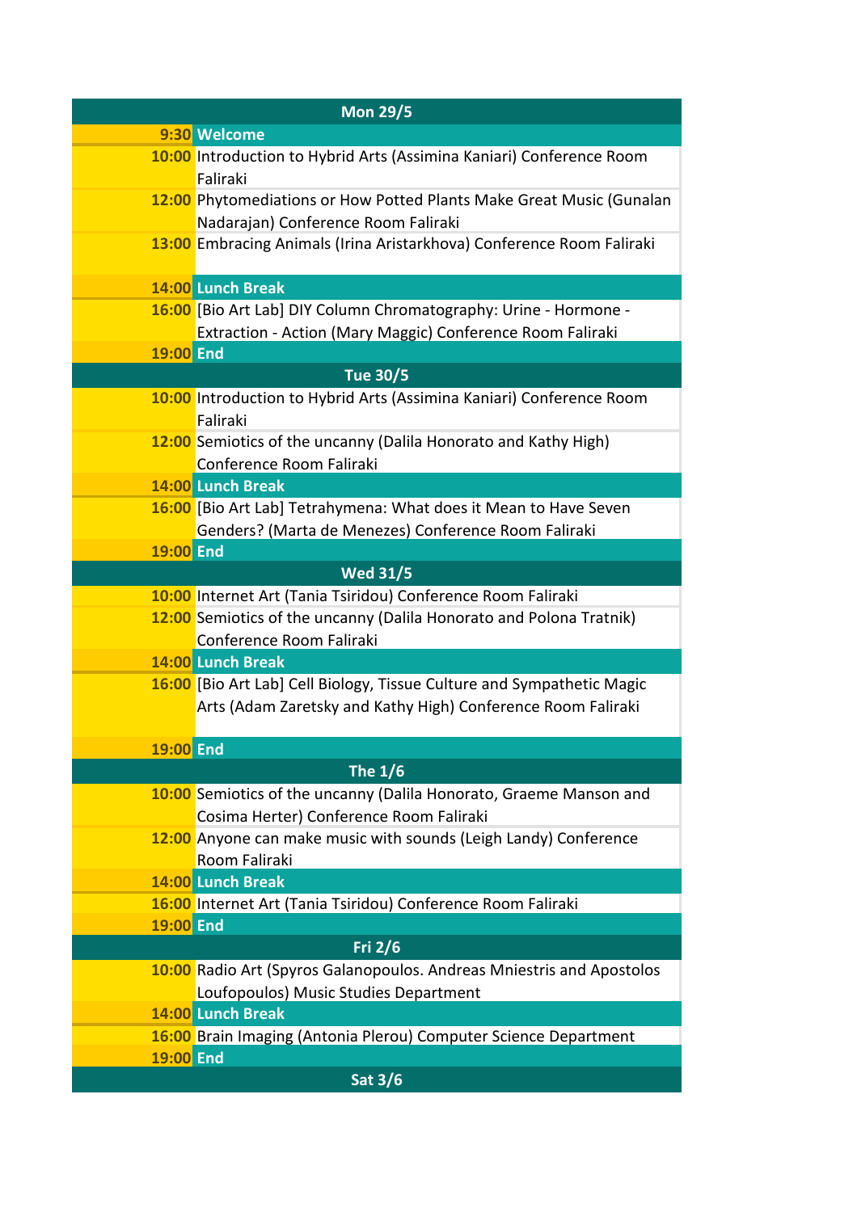| Mon 29/5 | |
|---|---|
| 9:30 | Welcome |
| 10:00 | Introduction to Hybrid Arts (Assimina Kaniari) Conference Room Faliraki |
| 12:00 | Phytomediations or How Potted Plants Make Great Music (Gunalan Nadarajan) Conference Room Faliraki |
| 13:00 | Embracing Animals (Irina Aristarkhova) Conference Room Faliraki |
| 14:00 | Lunch Break |
| 16:00 | [Bio Art Lab] DIY Column Chromatography: Urine - Hormone - Extraction - Action (Mary Maggic) Conference Room Faliraki |
| 19:00 | End |
| **Tue 30/5** | |
| 10:00 | Introduction to Hybrid Arts (Assimina Kaniari) Conference Room Faliraki |
| 12:00 | Semiotics of the uncanny (Dalila Honorato and Kathy High) Conference Room Faliraki |
| 14:00 | Lunch Break |
| 16:00 | [Bio Art Lab] Tetrahymena: What does it Mean to Have Seven Genders? (Marta de Menezes) Conference Room Faliraki |
| 19:00 | End |
| **Wed 31/5** | |
| 10:00 | Internet Art (Tania Tsiridou) Conference Room Faliraki |
| 12:00 | Semiotics of the uncanny (Dalila Honorato and Polona Tratnik) Conference Room Faliraki |
| 14:00 | Lunch Break |
| 16:00 | [Bio Art Lab] Cell Biology, Tissue Culture and Sympathetic Magic Arts (Adam Zaretsky and Kathy High) Conference Room Faliraki |
| 19:00 | End |
| **The 1/6** | |
| 10:00 | Semiotics of the uncanny (Dalila Honorato, Graeme Manson and Cosima Herter) Conference Room Faliraki |
| 12:00 | Anyone can make music with sounds (Leigh Landy) Conference Room Faliraki |
| 14:00 | Lunch Break |
| 16:00 | Internet Art (Tania Tsiridou) Conference Room Faliraki |
| 19:00 | End |
| **Fri 2/6** | |
| 10:00 | Radio Art (Spyros Galanopoulos. Andreas Mniestris and Apostolos Loufopoulos) Music Studies Department |
| 14:00 | Lunch Break |
| 16:00 | Brain Imaging (Antonia Plerou) Computer Science Department |
| 19:00 | End |
| **Sat 3/6** | |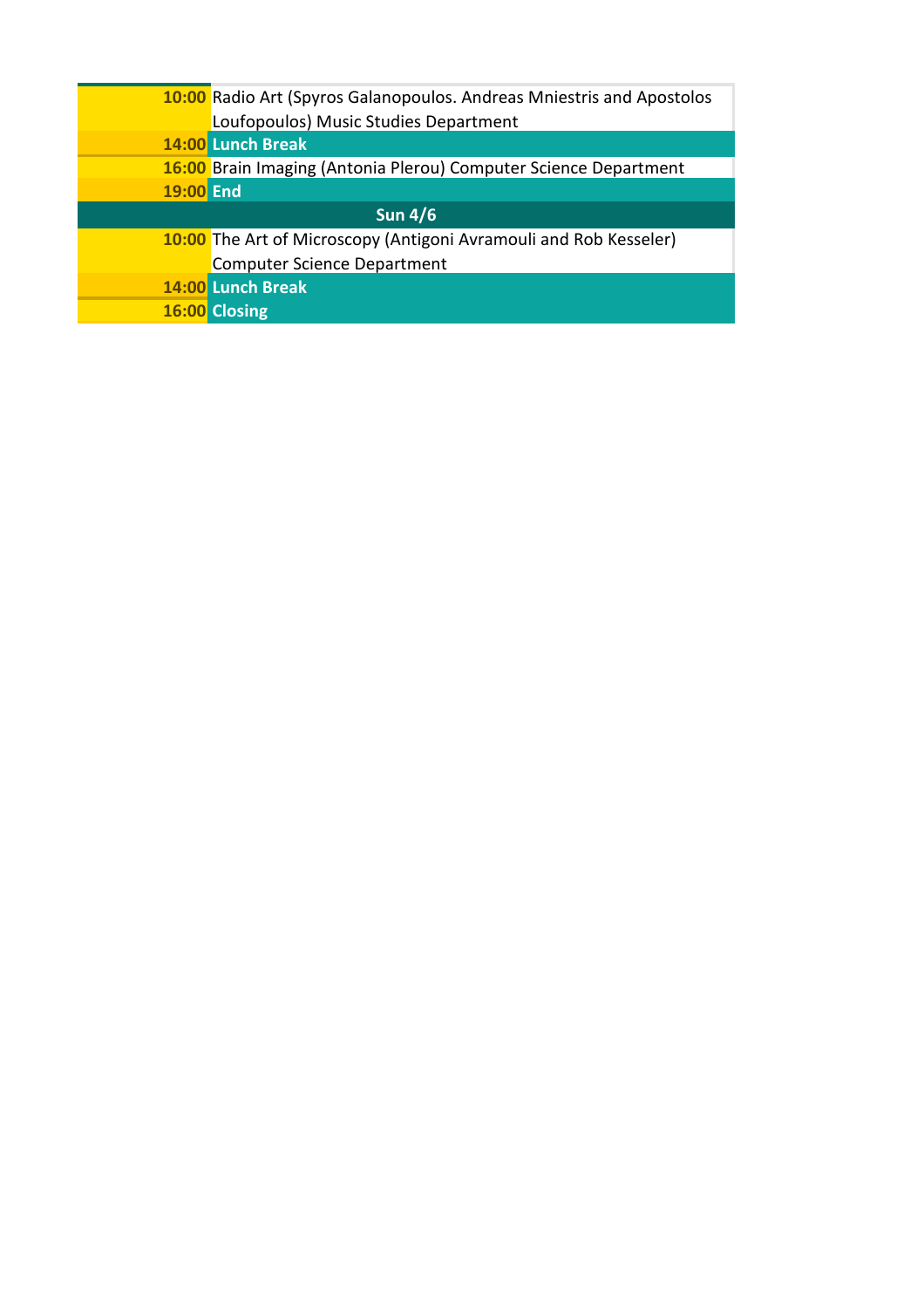| | |
|---|---|
| **10:00** | Radio Art (Spyros Galanopoulos. Andreas Mniestris and Apostolos Loufopoulos) Music Studies Department |
| **14:00** | **Lunch Break** |
| **16:00** | Brain Imaging (Antonia Plerou) Computer Science Department |
| **19:00** | **End** |
| **Sun 4/6** | |
| **10:00** | The Art of Microscopy (Antigoni Avramouli and Rob Kesseler) Computer Science Department |
| **14:00** | **Lunch Break** |
| **16:00** | **Closing** |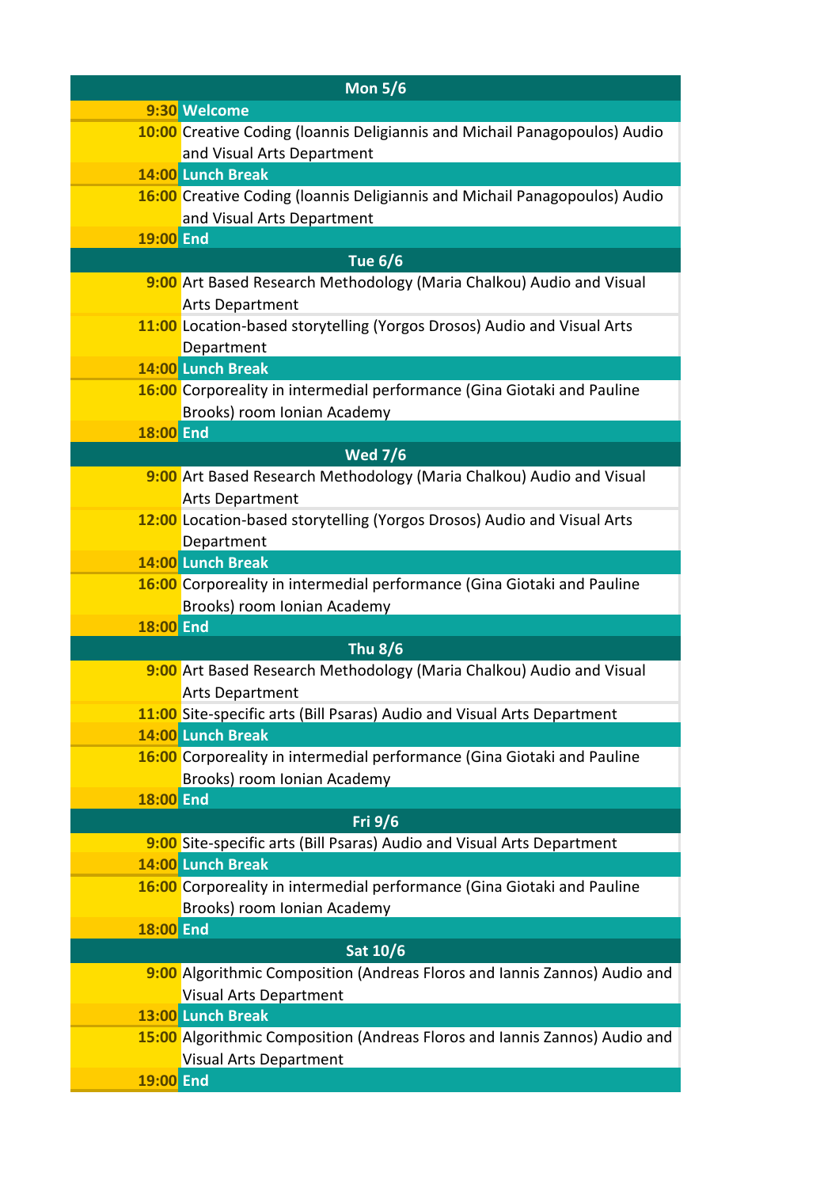| Mon 5/6 | |
|---|---|
| 9:30 | Welcome |
| 10:00 | Creative Coding (Ioannis Deligiannis and Michail Panagopoulos) Audio and Visual Arts Department |
| 14:00 | Lunch Break |
| 16:00 | Creative Coding (Ioannis Deligiannis and Michail Panagopoulos) Audio and Visual Arts Department |
| 19:00 | End |
| **Tue 6/6** | |
| 9:00 | Art Based Research Methodology (Maria Chalkou) Audio and Visual Arts Department |
| 11:00 | Location-based storytelling (Yorgos Drosos) Audio and Visual Arts Department |
| 14:00 | Lunch Break |
| 16:00 | Corporeality in intermedial performance (Gina Giotaki and Pauline Brooks) room Ionian Academy |
| 18:00 | End |
| **Wed 7/6** | |
| 9:00 | Art Based Research Methodology (Maria Chalkou) Audio and Visual Arts Department |
| 12:00 | Location-based storytelling (Yorgos Drosos) Audio and Visual Arts Department |
| 14:00 | Lunch Break |
| 16:00 | Corporeality in intermedial performance (Gina Giotaki and Pauline Brooks) room Ionian Academy |
| 18:00 | End |
| **Thu 8/6** | |
| 9:00 | Art Based Research Methodology (Maria Chalkou) Audio and Visual Arts Department |
| 11:00 | Site-specific arts (Bill Psaras) Audio and Visual Arts Department |
| 14:00 | Lunch Break |
| 16:00 | Corporeality in intermedial performance (Gina Giotaki and Pauline Brooks) room Ionian Academy |
| 18:00 | End |
| **Fri 9/6** | |
| 9:00 | Site-specific arts (Bill Psaras) Audio and Visual Arts Department |
| 14:00 | Lunch Break |
| 16:00 | Corporeality in intermedial performance (Gina Giotaki and Pauline Brooks) room Ionian Academy |
| 18:00 | End |
| **Sat 10/6** | |
| 9:00 | Algorithmic Composition (Andreas Floros and Iannis Zannos) Audio and Visual Arts Department |
| 13:00 | Lunch Break |
| 15:00 | Algorithmic Composition (Andreas Floros and Iannis Zannos) Audio and Visual Arts Department |
| 19:00 | End |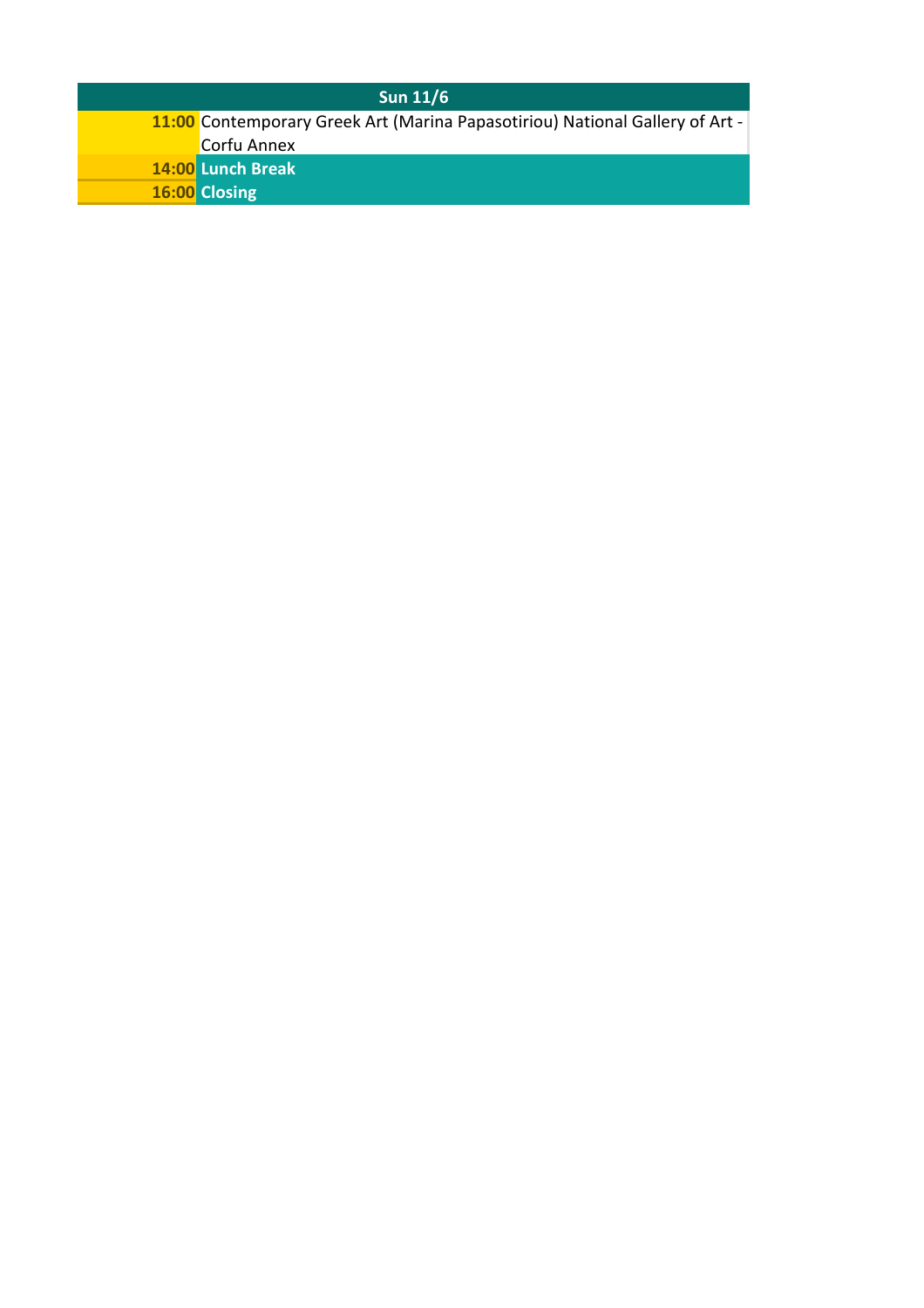| Sun 11/6 | |
|---|---|
| **11:00** | Contemporary Greek Art (Marina Papasotiriou) National Gallery of Art - Corfu Annex |
| **14:00** | **Lunch Break** |
| **16:00** | **Closing** |